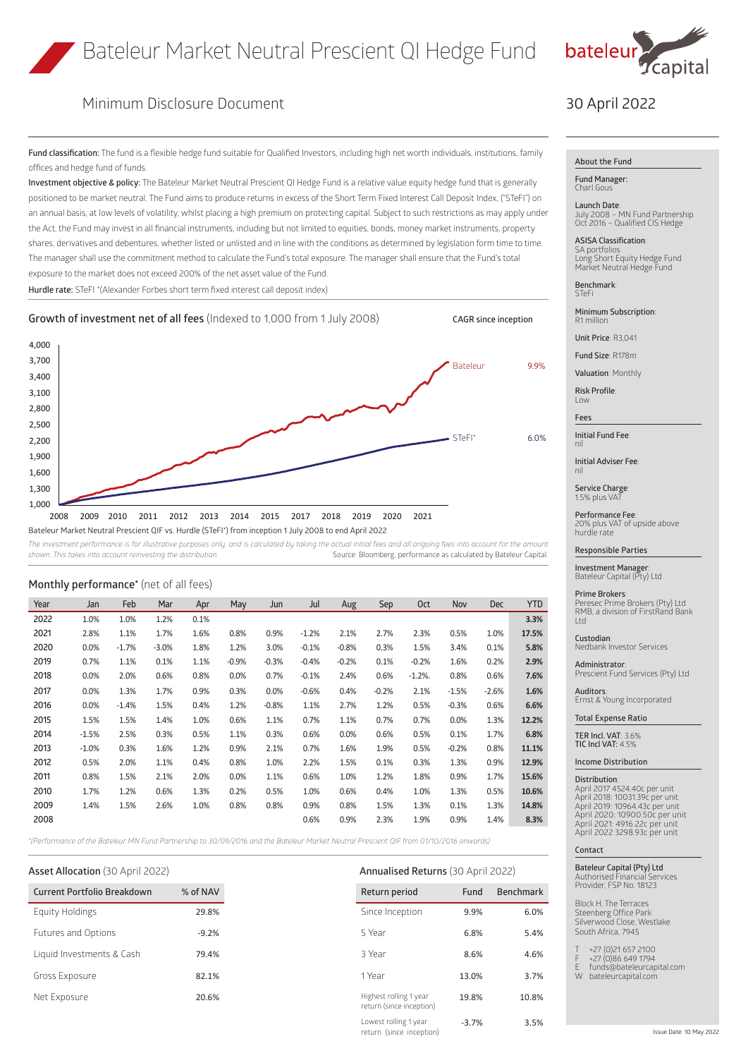# Bateleur Market Neutral Prescient QI Hedge Fund

## Minimum Disclosure Document

30 April 2022

**Fund classification:** The fund is a flexible hedge fund suitable for Qualified Investors, including high net worth individuals, institutions, family offices and hedge fund of funds.

**Investment objective & policy:** The Bateleur Market Neutral Prescient QI Hedge Fund is a relative value equity hedge fund that is generally positioned to be market neutral. The Fund aims to produce returns in excess of the Short Term Fixed Interest Call Deposit Index, ("STeFI") on an annual basis, at low levels of volatility, whilst placing a high premium on protecting capital. Subject to such restrictions as may apply under the Act, the Fund may invest in all financial instruments, including but not limited to equities, bonds, money market instruments, property shares, derivatives and debentures, whether listed or unlisted and in line with the conditions as determined by legislation form time to time. The manager shall use the commitment method to calculate the Fund's total exposure. The manager shall ensure that the Fund's total exposure to the market does not exceed 200% of the net asset value of the Fund.

**Hurdle rate:** STeFI *(Alexander Forbes short term fixed interest call deposit index)

### Growth of investment net of all fees (Indexed to 1,000 from 1 July 2008)

CAGR since inception

| | CAGR since inception |
|---|---|
| Bateleur | 9.9% |
| STeFI* | 6.0% |

Bateleur Market Neutral Prescient QIF vs. Hurdle (STeFI*) from inception 1 July 2008 to end April 2022

*The investment performance is for illustrative purposes only, and is calculated by taking the actual initial fees and all ongoing fees into account for the amount shown. This takes into account reinvesting the distribution.*

Source: Bloomberg, performance as calculated by Bateleur Capital.

### Monthly performance* (net of all fees)

| Year | Jan | Feb | Mar | Apr | May | Jun | Jul | Aug | Sep | Oct | Nov | Dec | YTD |
|---|---|---|---|---|---|---|---|---|---|---|---|---|---|
| 2022 | 1.0% | 1.0% | 1.2% | 0.1% | | | | | | | | | **3.3%** |
| 2021 | 2.8% | 1.1% | 1.7% | 1.6% | 0.8% | 0.9% | -1.2% | 2.1% | 2.7% | 2.3% | 0.5% | 1.0% | **17.5%** |
| 2020 | 0.0% | -1.7% | -3.0% | 1.8% | 1.2% | 3.0% | -0.1% | -0.8% | 0.3% | 1.5% | 3.4% | 0.1% | **5.8%** |
| 2019 | 0.7% | 1.1% | 0.1% | 1.1% | -0.9% | -0.3% | -0.4% | -0.2% | 0.1% | -0.2% | 1.6% | 0.2% | **2.9%** |
| 2018 | 0.0% | 2.0% | 0.6% | 0.8% | 0.0% | 0.7% | -0.1% | 2.4% | 0.6% | -1.2%. | 0.8% | 0.6% | **7.6%** |
| 2017 | 0.0% | 1.3% | 1.7% | 0.9% | 0.3% | 0.0% | -0.6% | 0.4% | -0.2% | 2.1% | -1.5% | -2.6% | **1.6%** |
| 2016 | 0.0% | -1.4% | 1.5% | 0.4% | 1.2% | -0.8% | 1.1% | 2.7% | 1.2% | 0.5% | -0.3% | 0.6% | **6.6%** |
| 2015 | 1.5% | 1.5% | 1.4% | 1.0% | 0.6% | 1.1% | 0.7% | 1.1% | 0.7% | 0.7% | 0.0% | 1.3% | **12.2%** |
| 2014 | -1.5% | 2.5% | 0.3% | 0.5% | 1.1% | 0.3% | 0.6% | 0.0% | 0.6% | 0.5% | 0.1% | 1.7% | **6.8%** |
| 2013 | -1.0% | 0.3% | 1.6% | 1.2% | 0.9% | 2.1% | 0.7% | 1.6% | 1.9% | 0.5% | -0.2% | 0.8% | **11.1%** |
| 2012 | 0.5% | 2.0% | 1.1% | 0.4% | 0.8% | 1.0% | 2.2% | 1.5% | 0.1% | 0.3% | 1.3% | 0.9% | **12.9%** |
| 2011 | 0.8% | 1.5% | 2.1% | 2.0% | 0.0% | 1.1% | 0.6% | 1.0% | 1.2% | 1.8% | 0.9% | 1.7% | **15.6%** |
| 2010 | 1.7% | 1.2% | 0.6% | 1.3% | 0.2% | 0.5% | 1.0% | 0.6% | 0.4% | 1.0% | 1.3% | 0.5% | **10.6%** |
| 2009 | 1.4% | 1.5% | 2.6% | 1.0% | 0.8% | 0.8% | 0.9% | 0.8% | 1.5% | 1.3% | 0.1% | 1.3% | **14.8%** |
| 2008 | | | | | | | 0.6% | 0.9% | 2.3% | 1.9% | 0.9% | 1.4% | **8.3%** |

*(Performance of the Bateleur MN Fund Partnership to 30/09/2016 and the Bateleur Market Neutral Prescient QIF from 01/10/2016 onwards)

### Asset Allocation (30 April 2022)

| Current Portfolio Breakdown | % of NAV |
|---|---|
| Equity Holdings | 29.8% |
| Futures and Options | -9.2% |
| Liquid Investments & Cash | 79.4% |
| Gross Exposure | 82.1% |
| Net Exposure | 20.6% |

### Annualised Returns (30 April 2022)

| Return period | Fund | Benchmark |
|---|---|---|
| Since Inception | 9.9% | 6.0% |
| 5 Year | 6.8% | 5.4% |
| 3 Year | 8.6% | 4.6% |
| 1 Year | 13.0% | 3.7% |
| Highest rolling 1 year return (since inception) | 19.8% | 10.8% |
| Lowest rolling 1 year return (since inception) | -3.7% | 3.5% |

### About the Fund

**Fund Manager:** Charl Gous

**Launch Date:** July 2008 – MN Fund Partnership; Oct 2016 – Qualified CIS Hedge

**ASISA Classification:** SA portfolios; Long Short Equity Hedge Fund; Market Neutral Hedge Fund

**Benchmark:** STeFI

**Minimum Subscription:** R1 million

**Unit Price:** R3,041

**Fund Size:** R178m

**Valuation:** Monthly

**Risk Profile:** Low

### Fees

**Initial Fund Fee:** nil

**Initial Adviser Fee:** nil

**Service Charge:** 1.5% plus VAT

**Performance Fee:** 20% plus VAT of upside above hurdle rate

### Responsible Parties

**Investment Manager:** Bateleur Capital (Pty) Ltd

**Prime Brokers:** Peresec Prime Brokers (Pty) Ltd; RMB, a division of FirstRand Bank Ltd

**Custodian:** Nedbank Investor Services

**Administrator:** Prescient Fund Services (Pty) Ltd

**Auditors:** Ernst & Young Incorporated

### Total Expense Ratio

**TER Incl. VAT:** 3.6%
**TIC Incl VAT:** 4.5%

### Income Distribution

**Distribution:**
April 2017 4524.40c per unit
April 2018: 10031.39c per unit
April 2019: 10964.43c per unit
April 2020: 10900.50c per unit
April 2021: 4916.22c per unit
April 2022 3298.93c per unit

### Contact

**Bateleur Capital (Pty) Ltd**
Authorised Financial Services Provider, FSP No. 18123

Block H, The Terraces
Steenberg Office Park
Silverwood Close, Westlake
South Africa, 7945

T +27 (0)21 657 2100
F +27 (0)86 649 1794
E funds@bateleurcapital.com
W bateleurcapital.com

Issue Date: 10 May 2022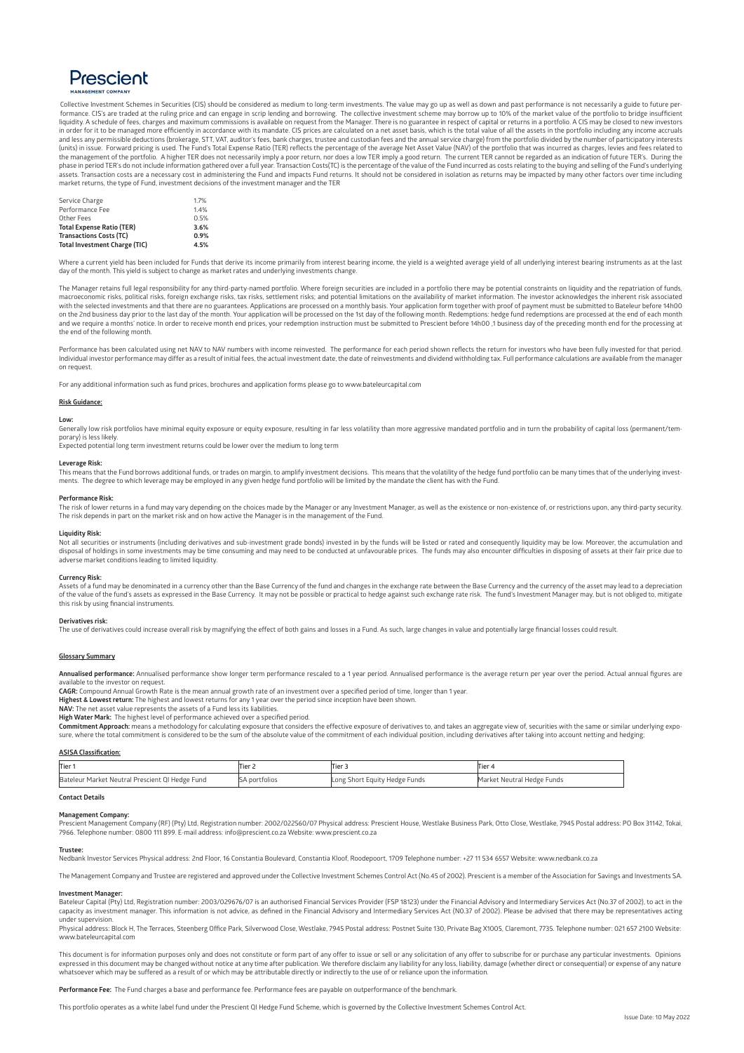Prescient

MANAGEMENT COMPANY

Collective Investment Schemes in Securities (CIS) should be considered as medium to long-term investments. The value may go up as well as down and past performance is not necessarily a guide to future performance. CIS's are traded at the ruling price and can engage in scrip lending and borrowing. The collective investment scheme may borrow up to 10% of the market value of the portfolio to bridge insufficient liquidity. A schedule of fees, charges and maximum commissions is available on request from the Manager. There is no guarantee in respect of capital or returns in a portfolio. A CIS may be closed to new investors in order for it to be managed more efficiently in accordance with its mandate. CIS prices are calculated on a net asset basis, which is the total value of all the assets in the portfolio including any income accruals and less any permissible deductions (brokerage, STT, VAT, auditor's fees, bank charges, trustee and custodian fees and the annual service charge) from the portfolio divided by the number of participatory interests (units) in issue. Forward pricing is used. The Fund's Total Expense Ratio (TER) reflects the percentage of the average Net Asset Value (NAV) of the portfolio that was incurred as charges, levies and fees related to the management of the portfolio. A higher TER does not necessarily imply a poor return, nor does a low TER imply a good return. The current TER cannot be regarded as an indication of future TER's. During the phase in period TER's do not include information gathered over a full year. Transaction Costs(TC) is the percentage of the value of the Fund incurred as costs relating to the buying and selling of the Fund's underlying assets. Transaction costs are a necessary cost in administering the Fund and impacts Fund returns. It should not be considered in isolation as returns may be impacted by many other factors over time including market returns, the type of Fund, investment decisions of the investment manager and the TER

| | |
|---|---|
| Service Charge | 1.7% |
| Performance Fee | 1.4% |
| Other Fees | 0.5% |
| **Total Expense Ratio (TER)** | **3.6%** |
| **Transactions Costs (TC)** | **0.9%** |
| **Total Investment Charge (TIC)** | **4.5%** |

Where a current yield has been included for Funds that derive its income primarily from interest bearing income, the yield is a weighted average yield of all underlying interest bearing instruments as at the last day of the month. This yield is subject to change as market rates and underlying investments change.

The Manager retains full legal responsibility for any third-party-named portfolio. Where foreign securities are included in a portfolio there may be potential constraints on liquidity and the repatriation of funds, macroeconomic risks, political risks, foreign exchange risks, tax risks, settlement risks; and potential limitations on the availability of market information. The investor acknowledges the inherent risk associated with the selected investments and that there are no guarantees. Applications are processed on a monthly basis. Your application form together with proof of payment must be submitted to Bateleur before 14h00 on the 2nd business day prior to the last day of the month. Your application will be processed on the 1st day of the following month. Redemptions: hedge fund redemptions are processed at the end of each month and we require a months' notice. In order to receive month end prices, your redemption instruction must be submitted to Prescient before 14h00 ,1 business day of the preceding month end for the processing at the end of the following month.

Performance has been calculated using net NAV to NAV numbers with income reinvested. The performance for each period shown reflects the return for investors who have been fully invested for that period. Individual investor performance may differ as a result of initial fees, the actual investment date, the date of reinvestments and dividend withholding tax. Full performance calculations are available from the manager on request.

For any additional information such as fund prices, brochures and application forms please go to www.bateleurcapital.com

## Risk Guidance:

**Low:**
Generally low risk portfolios have minimal equity exposure or equity exposure, resulting in far less volatility than more aggressive mandated portfolio and in turn the probability of capital loss (permanent/temporary) is less likely.
Expected potential long term investment returns could be lower over the medium to long term

**Leverage Risk:**
This means that the Fund borrows additional funds, or trades on margin, to amplify investment decisions. This means that the volatility of the hedge fund portfolio can be many times that of the underlying investments. The degree to which leverage may be employed in any given hedge fund portfolio will be limited by the mandate the client has with the Fund.

**Performance Risk:**
The risk of lower returns in a fund may vary depending on the choices made by the Manager or any Investment Manager, as well as the existence or non-existence of, or restrictions upon, any third-party security. The risk depends in part on the market risk and on how active the Manager is in the management of the Fund.

**Liquidity Risk:**
Not all securities or instruments (including derivatives and sub-investment grade bonds) invested in by the funds will be listed or rated and consequently liquidity may be low. Moreover, the accumulation and disposal of holdings in some investments may be time consuming and may need to be conducted at unfavourable prices. The funds may also encounter difficulties in disposing of assets at their fair price due to adverse market conditions leading to limited liquidity.

**Currency Risk:**
Assets of a fund may be denominated in a currency other than the Base Currency of the fund and changes in the exchange rate between the Base Currency and the currency of the asset may lead to a depreciation of the value of the fund's assets as expressed in the Base Currency. It may not be possible or practical to hedge against such exchange rate risk. The fund's Investment Manager may, but is not obliged to, mitigate this risk by using financial instruments.

**Derivatives risk:**
The use of derivatives could increase overall risk by magnifying the effect of both gains and losses in a Fund. As such, large changes in value and potentially large financial losses could result.

## Glossary Summary

**Annualised performance:** Annualised performance show longer term performance rescaled to a 1 year period. Annualised performance is the average return per year over the period. Actual annual figures are available to the investor on request.
**CAGR:** Compound Annual Growth Rate is the mean annual growth rate of an investment over a specified period of time, longer than 1 year.
**Highest & Lowest return:** The highest and lowest returns for any 1 year over the period since inception have been shown.
**NAV:** The net asset value represents the assets of a Fund less its liabilities.
**High Water Mark:** The highest level of performance achieved over a specified period.
**Commitment Approach:** means a methodology for calculating exposure that considers the effective exposure of derivatives to, and takes an aggregate view of, securities with the same or similar underlying exposure, where the total commitment is considered to be the sum of the absolute value of the commitment of each individual position, including derivatives after taking into account netting and hedging;

## ASISA Classification:

| Tier 1 | Tier 2 | Tier 3 | Tier 4 |
|---|---|---|---|
| Bateleur Market Neutral Prescient QI Hedge Fund | SA portfolios | Long Short Equity Hedge Funds | Market Neutral Hedge Funds |

## Contact Details

**Management Company:**
Prescient Management Company (RF) (Pty) Ltd, Registration number: 2002/022560/07 Physical address: Prescient House, Westlake Business Park, Otto Close, Westlake, 7945 Postal address: PO Box 31142, Tokai, 7966. Telephone number: 0800 111 899. E-mail address: info@prescient.co.za Website: www.prescient.co.za

**Trustee:**
Nedbank Investor Services Physical address: 2nd Floor, 16 Constantia Boulevard, Constantia Kloof, Roodepoort, 1709 Telephone number: +27 11 534 6557 Website: www.nedbank.co.za

The Management Company and Trustee are registered and approved under the Collective Investment Schemes Control Act (No.45 of 2002). Prescient is a member of the Association for Savings and Investments SA.

**Investment Manager:**
Bateleur Capital (Pty) Ltd, Registration number: 2003/029676/07 is an authorised Financial Services Provider (FSP 18123) under the Financial Advisory and Intermediary Services Act (No.37 of 2002), to act in the capacity as investment manager. This information is not advice, as defined in the Financial Advisory and Intermediary Services Act (NO.37 of 2002). Please be advised that there may be representatives acting under supervision.
Physical address: Block H, The Terraces, Steenberg Office Park, Silverwood Close, Westlake, 7945 Postal address: Postnet Suite 130, Private Bag X1005, Claremont, 7735. Telephone number: 021 657 2100 Website: www.bateleurcapital.com

This document is for information purposes only and does not constitute or form part of any offer to issue or sell or any solicitation of any offer to subscribe for or purchase any particular investments. Opinions expressed in this document may be changed without notice at any time after publication. We therefore disclaim any liability for any loss, liability, damage (whether direct or consequential) or expense of any nature whatsoever which may be suffered as a result of or which may be attributable directly or indirectly to the use of or reliance upon the information.

**Performance Fee:** The Fund charges a base and performance fee. Performance fees are payable on outperformance of the benchmark.

This portfolio operates as a white label fund under the Prescient QI Hedge Fund Scheme, which is governed by the Collective Investment Schemes Control Act.

Issue Date: 10 May 2022